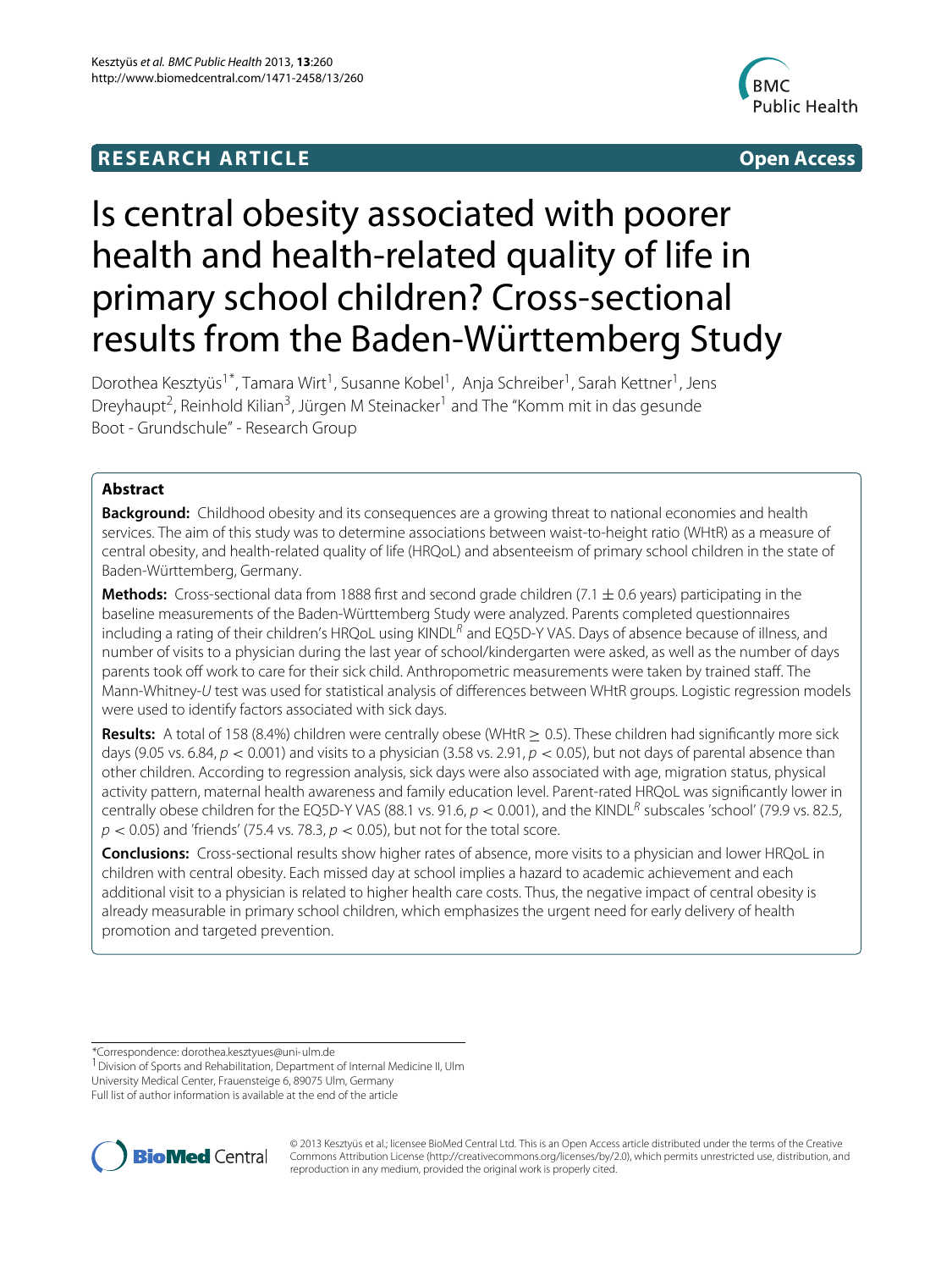**RESEARCH ARTICLE** **Open Access**

# Is central obesity associated with poorer health and health-related quality of life in primary school children? Cross-sectional results from the Baden-Württemberg Study

Dorothea Kesztyüs[1*], Tamara Wirt[1], Susanne Kobel[1], Anja Schreiber[1], Sarah Kettner[1], Jens Dreyhaupt[2], Reinhold Kilian[3], Jürgen M Steinacker[1] and The "Komm mit in das gesunde Boot - Grundschule" - Research Group

## Abstract

**Background:** Childhood obesity and its consequences are a growing threat to national economies and health services. The aim of this study was to determine associations between waist-to-height ratio (WHtR) as a measure of central obesity, and health-related quality of life (HRQoL) and absenteeism of primary school children in the state of Baden-Württemberg, Germany.

**Methods:** Cross-sectional data from 1888 first and second grade children (7.1 $\pm$ 0.6 years) participating in the baseline measurements of the Baden-Württemberg Study were analyzed. Parents completed questionnaires including a rating of their children's HRQoL using KINDL$^R$ and EQ5D-Y VAS. Days of absence because of illness, and number of visits to a physician during the last year of school/kindergarten were asked, as well as the number of days parents took off work to care for their sick child. Anthropometric measurements were taken by trained staff. The Mann-Whitney-*U* test was used for statistical analysis of differences between WHtR groups. Logistic regression models were used to identify factors associated with sick days.

**Results:** A total of 158 (8.4%) children were centrally obese (WHtR $\geq$ 0.5). These children had significantly more sick days (9.05 vs. 6.84, $p < 0.001$) and visits to a physician (3.58 vs. 2.91, $p < 0.05$), but not days of parental absence than other children. According to regression analysis, sick days were also associated with age, migration status, physical activity pattern, maternal health awareness and family education level. Parent-rated HRQoL was significantly lower in centrally obese children for the EQ5D-Y VAS (88.1 vs. 91.6, $p < 0.001$), and the KINDL$^R$ subscales 'school' (79.9 vs. 82.5, $p < 0.05$) and 'friends' (75.4 vs. 78.3, $p < 0.05$), but not for the total score.

**Conclusions:** Cross-sectional results show higher rates of absence, more visits to a physician and lower HRQoL in children with central obesity. Each missed day at school implies a hazard to academic achievement and each additional visit to a physician is related to higher health care costs. Thus, the negative impact of central obesity is already measurable in primary school children, which emphasizes the urgent need for early delivery of health promotion and targeted prevention.

*Correspondence: dorothea.kesztyues@uni-ulm.de
[1] Division of Sports and Rehabilitation, Department of Internal Medicine II, Ulm University Medical Center, Frauensteige 6, 89075 Ulm, Germany
Full list of author information is available at the end of the article

© 2013 Kesztyüs et al.; licensee BioMed Central Ltd. This is an Open Access article distributed under the terms of the Creative Commons Attribution License (http://creativecommons.org/licenses/by/2.0), which permits unrestricted use, distribution, and reproduction in any medium, provided the original work is properly cited.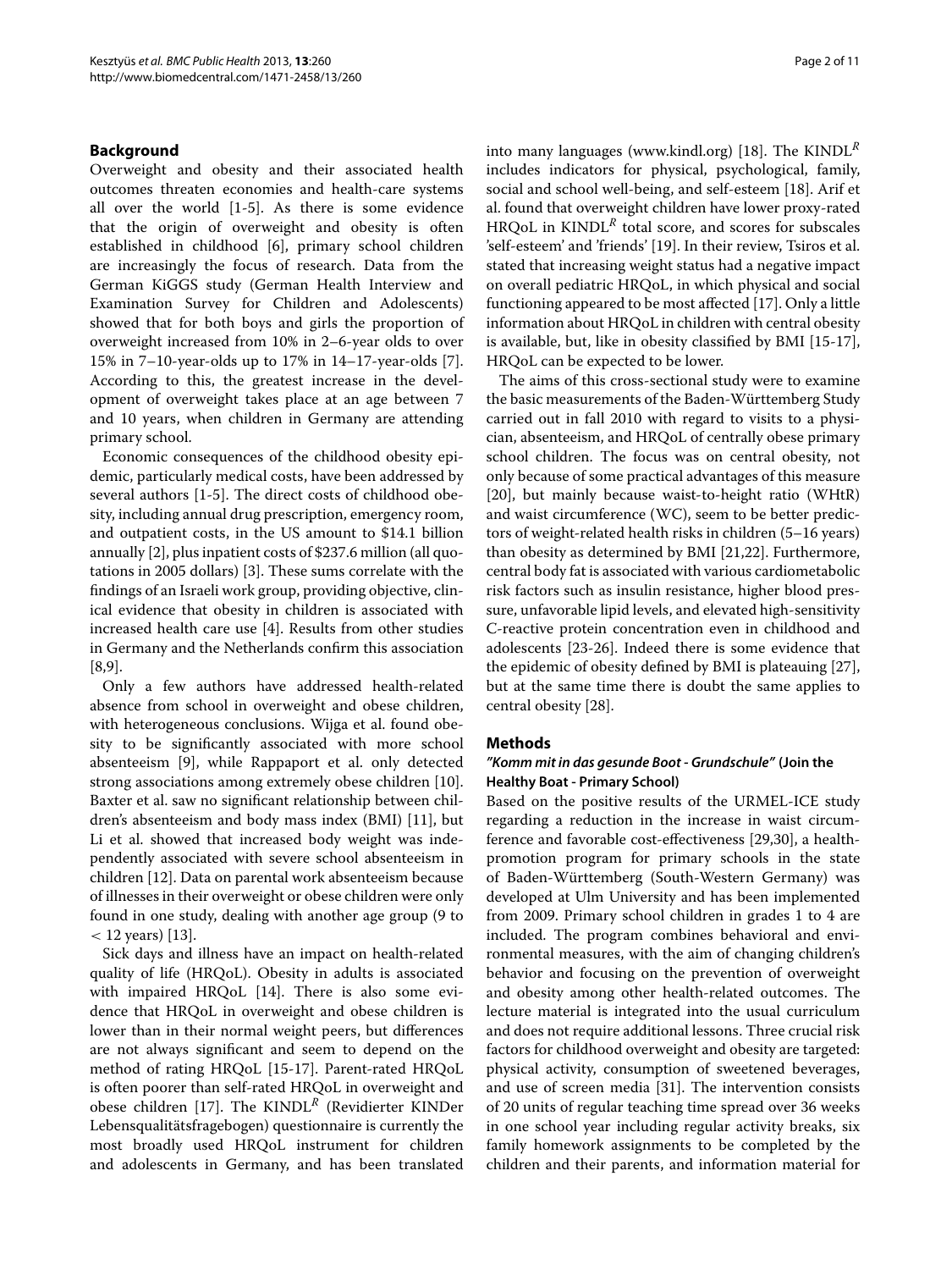## Background

Overweight and obesity and their associated health outcomes threaten economies and health-care systems all over the world [1-5]. As there is some evidence that the origin of overweight and obesity is often established in childhood [6], primary school children are increasingly the focus of research. Data from the German KiGGS study (German Health Interview and Examination Survey for Children and Adolescents) showed that for both boys and girls the proportion of overweight increased from 10% in 2–6-year olds to over 15% in 7–10-year-olds up to 17% in 14–17-year-olds [7]. According to this, the greatest increase in the development of overweight takes place at an age between 7 and 10 years, when children in Germany are attending primary school.

Economic consequences of the childhood obesity epidemic, particularly medical costs, have been addressed by several authors [1-5]. The direct costs of childhood obesity, including annual drug prescription, emergency room, and outpatient costs, in the US amount to $14.1 billion annually [2], plus inpatient costs of $237.6 million (all quotations in 2005 dollars) [3]. These sums correlate with the findings of an Israeli work group, providing objective, clinical evidence that obesity in children is associated with increased health care use [4]. Results from other studies in Germany and the Netherlands confirm this association [8,9].

Only a few authors have addressed health-related absence from school in overweight and obese children, with heterogeneous conclusions. Wijga et al. found obesity to be significantly associated with more school absenteeism [9], while Rappaport et al. only detected strong associations among extremely obese children [10]. Baxter et al. saw no significant relationship between children's absenteeism and body mass index (BMI) [11], but Li et al. showed that increased body weight was independently associated with severe school absenteeism in children [12]. Data on parental work absenteeism because of illnesses in their overweight or obese children were only found in one study, dealing with another age group (9 to < 12 years) [13].

Sick days and illness have an impact on health-related quality of life (HRQoL). Obesity in adults is associated with impaired HRQoL [14]. There is also some evidence that HRQoL in overweight and obese children is lower than in their normal weight peers, but differences are not always significant and seem to depend on the method of rating HRQoL [15-17]. Parent-rated HRQoL is often poorer than self-rated HRQoL in overweight and obese children [17]. The KINDL$^{R}$ (Revidierter KINDer Lebensqualitätsfragebogen) questionnaire is currently the most broadly used HRQoL instrument for children and adolescents in Germany, and has been translated into many languages (www.kindl.org) [18]. The KINDL$^{R}$ includes indicators for physical, psychological, family, social and school well-being, and self-esteem [18]. Arif et al. found that overweight children have lower proxy-rated HRQoL in KINDL$^{R}$ total score, and scores for subscales 'self-esteem' and 'friends' [19]. In their review, Tsiros et al. stated that increasing weight status had a negative impact on overall pediatric HRQoL, in which physical and social functioning appeared to be most affected [17]. Only a little information about HRQoL in children with central obesity is available, but, like in obesity classified by BMI [15-17], HRQoL can be expected to be lower.

The aims of this cross-sectional study were to examine the basic measurements of the Baden-Württemberg Study carried out in fall 2010 with regard to visits to a physician, absenteeism, and HRQoL of centrally obese primary school children. The focus was on central obesity, not only because of some practical advantages of this measure [20], but mainly because waist-to-height ratio (WHtR) and waist circumference (WC), seem to be better predictors of weight-related health risks in children (5–16 years) than obesity as determined by BMI [21,22]. Furthermore, central body fat is associated with various cardiometabolic risk factors such as insulin resistance, higher blood pressure, unfavorable lipid levels, and elevated high-sensitivity C-reactive protein concentration even in childhood and adolescents [23-26]. Indeed there is some evidence that the epidemic of obesity defined by BMI is plateauing [27], but at the same time there is doubt the same applies to central obesity [28].

## Methods

### *"Komm mit in das gesunde Boot - Grundschule"* (Join the Healthy Boat - Primary School)

Based on the positive results of the URMEL-ICE study regarding a reduction in the increase in waist circumference and favorable cost-effectiveness [29,30], a health-promotion program for primary schools in the state of Baden-Württemberg (South-Western Germany) was developed at Ulm University and has been implemented from 2009. Primary school children in grades 1 to 4 are included. The program combines behavioral and environmental measures, with the aim of changing children's behavior and focusing on the prevention of overweight and obesity among other health-related outcomes. The lecture material is integrated into the usual curriculum and does not require additional lessons. Three crucial risk factors for childhood overweight and obesity are targeted: physical activity, consumption of sweetened beverages, and use of screen media [31]. The intervention consists of 20 units of regular teaching time spread over 36 weeks in one school year including regular activity breaks, six family homework assignments to be completed by the children and their parents, and information material for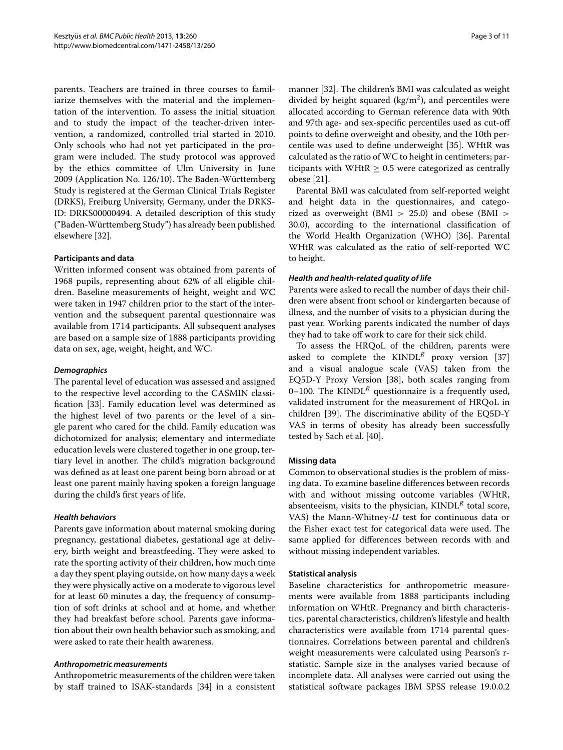parents. Teachers are trained in three courses to familiarize themselves with the material and the implementation of the intervention. To assess the initial situation and to study the impact of the teacher-driven intervention, a randomized, controlled trial started in 2010. Only schools who had not yet participated in the program were included. The study protocol was approved by the ethics committee of Ulm University in June 2009 (Application No. 126/10). The Baden-Württemberg Study is registered at the German Clinical Trials Register (DRKS), Freiburg University, Germany, under the DRKS-ID: DRKS00000494. A detailed description of this study ("Baden-Württemberg Study") has already been published elsewhere [32].

### Participants and data

Written informed consent was obtained from parents of 1968 pupils, representing about 62% of all eligible children. Baseline measurements of height, weight and WC were taken in 1947 children prior to the start of the intervention and the subsequent parental questionnaire was available from 1714 participants. All subsequent analyses are based on a sample size of 1888 participants providing data on sex, age, weight, height, and WC.

#### *Demographics*

The parental level of education was assessed and assigned to the respective level according to the CASMIN classification [33]. Family education level was determined as the highest level of two parents or the level of a single parent who cared for the child. Family education was dichotomized for analysis; elementary and intermediate education levels were clustered together in one group, tertiary level in another. The child's migration background was defined as at least one parent being born abroad or at least one parent mainly having spoken a foreign language during the child's first years of life.

#### *Health behaviors*

Parents gave information about maternal smoking during pregnancy, gestational diabetes, gestational age at delivery, birth weight and breastfeeding. They were asked to rate the sporting activity of their children, how much time a day they spent playing outside, on how many days a week they were physically active on a moderate to vigorous level for at least 60 minutes a day, the frequency of consumption of soft drinks at school and at home, and whether they had breakfast before school. Parents gave information about their own health behavior such as smoking, and were asked to rate their health awareness.

#### *Anthropometric measurements*

Anthropometric measurements of the children were taken by staff trained to ISAK-standards [34] in a consistent manner [32]. The children's BMI was calculated as weight divided by height squared ($kg/m^2$), and percentiles were allocated according to German reference data with 90th and 97th age- and sex-specific percentiles used as cut-off points to define overweight and obesity, and the 10th percentile was used to define underweight [35]. WHtR was calculated as the ratio of WC to height in centimeters; participants with WHtR $\geq 0.5$ were categorized as centrally obese [21].

Parental BMI was calculated from self-reported weight and height data in the questionnaires, and categorized as overweight (BMI $> 25.0$) and obese (BMI $> 30.0$), according to the international classification of the World Health Organization (WHO) [36]. Parental WHtR was calculated as the ratio of self-reported WC to height.

#### *Health and health-related quality of life*

Parents were asked to recall the number of days their children were absent from school or kindergarten because of illness, and the number of visits to a physician during the past year. Working parents indicated the number of days they had to take off work to care for their sick child.

To assess the HRQoL of the children, parents were asked to complete the KINDL$^R$ proxy version [37] and a visual analogue scale (VAS) taken from the EQ5D-Y Proxy Version [38], both scales ranging from 0–100. The KINDL$^R$ questionnaire is a frequently used, validated instrument for the measurement of HRQoL in children [39]. The discriminative ability of the EQ5D-Y VAS in terms of obesity has already been successfully tested by Sach et al. [40].

### Missing data

Common to observational studies is the problem of missing data. To examine baseline differences between records with and without missing outcome variables (WHtR, absenteeism, visits to the physician, KINDL$^R$ total score, VAS) the Mann-Whitney-*U* test for continuous data or the Fisher exact test for categorical data were used. The same applied for differences between records with and without missing independent variables.

### Statistical analysis

Baseline characteristics for anthropometric measurements were available from 1888 participants including information on WHtR. Pregnancy and birth characteristics, parental characteristics, children's lifestyle and health characteristics were available from 1714 parental questionnaires. Correlations between parental and children's weight measurements were calculated using Pearson's r-statistic. Sample size in the analyses varied because of incomplete data. All analyses were carried out using the statistical software packages IBM SPSS release 19.0.0.2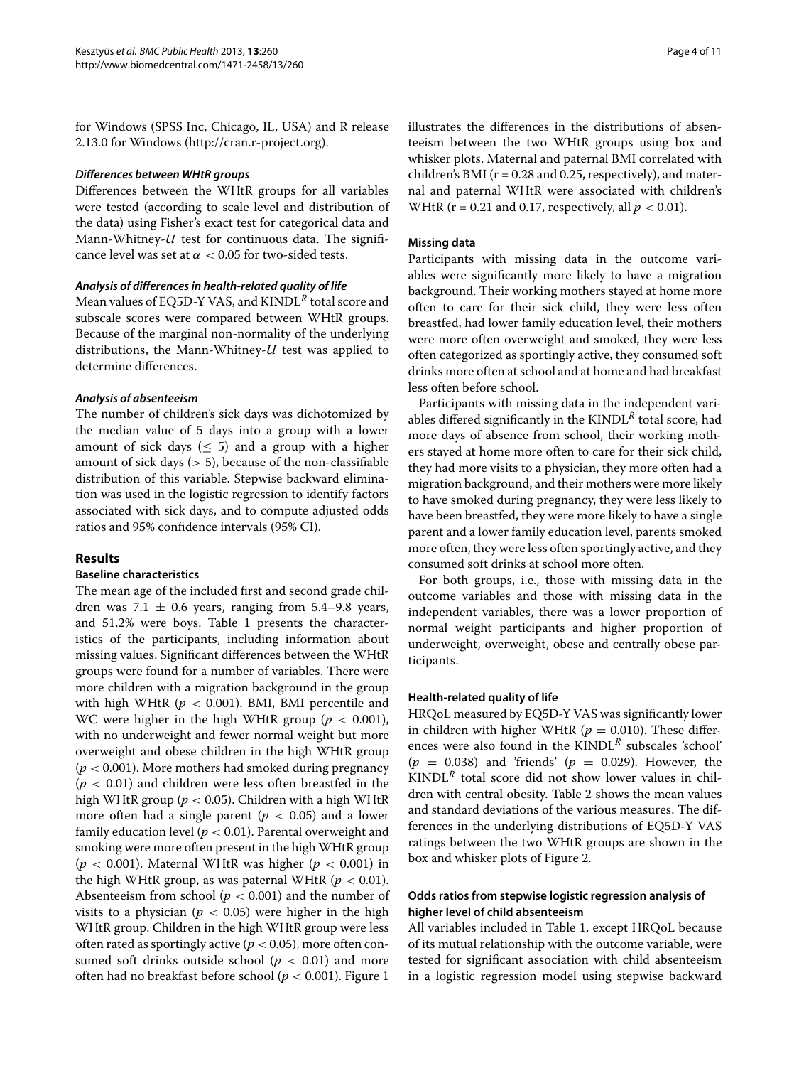for Windows (SPSS Inc, Chicago, IL, USA) and R release 2.13.0 for Windows (http://cran.r-project.org).

#### *Differences between WHtR groups*

Differences between the WHtR groups for all variables were tested (according to scale level and distribution of the data) using Fisher's exact test for categorical data and Mann-Whitney-*U* test for continuous data. The significance level was set at $\alpha < 0.05$ for two-sided tests.

#### *Analysis of differences in health-related quality of life*

Mean values of EQ5D-Y VAS, and KINDL$^R$ total score and subscale scores were compared between WHtR groups. Because of the marginal non-normality of the underlying distributions, the Mann-Whitney-*U* test was applied to determine differences.

#### *Analysis of absenteeism*

The number of children's sick days was dichotomized by the median value of 5 days into a group with a lower amount of sick days ($\leq 5$) and a group with a higher amount of sick days ($> 5$), because of the non-classifiable distribution of this variable. Stepwise backward elimination was used in the logistic regression to identify factors associated with sick days, and to compute adjusted odds ratios and 95% confidence intervals (95% CI).

## Results

### Baseline characteristics

The mean age of the included first and second grade children was $7.1 \pm 0.6$ years, ranging from 5.4–9.8 years, and 51.2% were boys. Table 1 presents the characteristics of the participants, including information about missing values. Significant differences between the WHtR groups were found for a number of variables. There were more children with a migration background in the group with high WHtR ($p < 0.001$). BMI, BMI percentile and WC were higher in the high WHtR group ($p < 0.001$), with no underweight and fewer normal weight but more overweight and obese children in the high WHtR group ($p < 0.001$). More mothers had smoked during pregnancy ($p < 0.01$) and children were less often breastfed in the high WHtR group ($p < 0.05$). Children with a high WHtR more often had a single parent ($p < 0.05$) and a lower family education level ($p < 0.01$). Parental overweight and smoking were more often present in the high WHtR group ($p < 0.001$). Maternal WHtR was higher ($p < 0.001$) in the high WHtR group, as was paternal WHtR ($p < 0.01$). Absenteeism from school ($p < 0.001$) and the number of visits to a physician ($p < 0.05$) were higher in the high WHtR group. Children in the high WHtR group were less often rated as sportingly active ($p < 0.05$), more often consumed soft drinks outside school ($p < 0.01$) and more often had no breakfast before school ($p < 0.001$). Figure 1 illustrates the differences in the distributions of absenteeism between the two WHtR groups using box and whisker plots. Maternal and paternal BMI correlated with children's BMI (r = 0.28 and 0.25, respectively), and maternal and paternal WHtR were associated with children's WHtR (r = 0.21 and 0.17, respectively, all $p < 0.01$).

### Missing data

Participants with missing data in the outcome variables were significantly more likely to have a migration background. Their working mothers stayed at home more often to care for their sick child, they were less often breastfed, had lower family education level, their mothers were more often overweight and smoked, they were less often categorized as sportingly active, they consumed soft drinks more often at school and at home and had breakfast less often before school.

Participants with missing data in the independent variables differed significantly in the KINDL$^R$ total score, had more days of absence from school, their working mothers stayed at home more often to care for their sick child, they had more visits to a physician, they more often had a migration background, and their mothers were more likely to have smoked during pregnancy, they were less likely to have been breastfed, they were more likely to have a single parent and a lower family education level, parents smoked more often, they were less often sportingly active, and they consumed soft drinks at school more often.

For both groups, i.e., those with missing data in the outcome variables and those with missing data in the independent variables, there was a lower proportion of normal weight participants and higher proportion of underweight, overweight, obese and centrally obese participants.

### Health-related quality of life

HRQoL measured by EQ5D-Y VAS was significantly lower in children with higher WHtR ($p = 0.010$). These differences were also found in the KINDL$^R$ subscales 'school' ($p = 0.038$) and 'friends' ($p = 0.029$). However, the KINDL$^R$ total score did not show lower values in children with central obesity. Table 2 shows the mean values and standard deviations of the various measures. The differences in the underlying distributions of EQ5D-Y VAS ratings between the two WHtR groups are shown in the box and whisker plots of Figure 2.

### Odds ratios from stepwise logistic regression analysis of higher level of child absenteeism

All variables included in Table 1, except HRQoL because of its mutual relationship with the outcome variable, were tested for significant association with child absenteeism in a logistic regression model using stepwise backward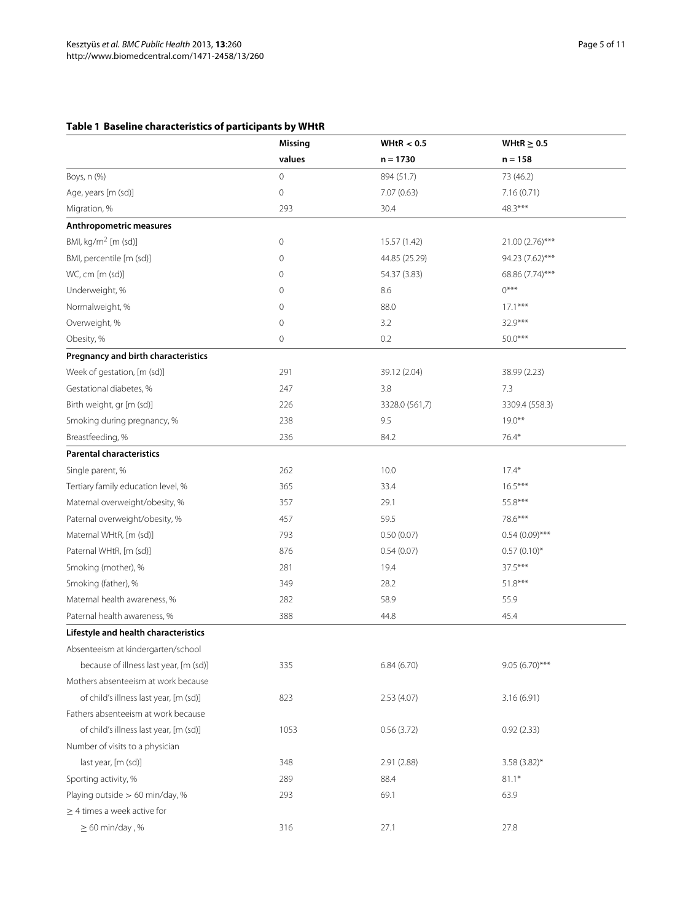**Table 1 Baseline characteristics of participants by WHtR**

| | Missing values | WHtR < 0.5 n = 1730 | WHtR ≥ 0.5 n = 158 |
|---|---|---|---|
| Boys, n (%) | 0 | 894 (51.7) | 73 (46.2) |
| Age, years [m (sd)] | 0 | 7.07 (0.63) | 7.16 (0.71) |
| Migration, % | 293 | 30.4 | 48.3*** |
| **Anthropometric measures** | | | |
| BMI, kg/m$^2$ [m (sd)] | 0 | 15.57 (1.42) | 21.00 (2.76)*** |
| BMI, percentile [m (sd)] | 0 | 44.85 (25.29) | 94.23 (7.62)*** |
| WC, cm [m (sd)] | 0 | 54.37 (3.83) | 68.86 (7.74)*** |
| Underweight, % | 0 | 8.6 | 0*** |
| Normalweight, % | 0 | 88.0 | 17.1*** |
| Overweight, % | 0 | 3.2 | 32.9*** |
| Obesity, % | 0 | 0.2 | 50.0*** |
| **Pregnancy and birth characteristics** | | | |
| Week of gestation, [m (sd)] | 291 | 39.12 (2.04) | 38.99 (2.23) |
| Gestational diabetes, % | 247 | 3.8 | 7.3 |
| Birth weight, gr [m (sd)] | 226 | 3328.0 (561,7) | 3309.4 (558.3) |
| Smoking during pregnancy, % | 238 | 9.5 | 19.0** |
| Breastfeeding, % | 236 | 84.2 | 76.4* |
| **Parental characteristics** | | | |
| Single parent, % | 262 | 10.0 | 17.4* |
| Tertiary family education level, % | 365 | 33.4 | 16.5*** |
| Maternal overweight/obesity, % | 357 | 29.1 | 55.8*** |
| Paternal overweight/obesity, % | 457 | 59.5 | 78.6*** |
| Maternal WHtR, [m (sd)] | 793 | 0.50 (0.07) | 0.54 (0.09)*** |
| Paternal WHtR, [m (sd)] | 876 | 0.54 (0.07) | 0.57 (0.10)* |
| Smoking (mother), % | 281 | 19.4 | 37.5*** |
| Smoking (father), % | 349 | 28.2 | 51.8*** |
| Maternal health awareness, % | 282 | 58.9 | 55.9 |
| Paternal health awareness, % | 388 | 44.8 | 45.4 |
| **Lifestyle and health characteristics** | | | |
| Absenteeism at kindergarten/school because of illness last year, [m (sd)] | 335 | 6.84 (6.70) | 9.05 (6.70)*** |
| Mothers absenteeism at work because of child's illness last year, [m (sd)] | 823 | 2.53 (4.07) | 3.16 (6.91) |
| Fathers absenteeism at work because of child's illness last year, [m (sd)] | 1053 | 0.56 (3.72) | 0.92 (2.33) |
| Number of visits to a physician last year, [m (sd)] | 348 | 2.91 (2.88) | 3.58 (3.82)* |
| Sporting activity, % | 289 | 88.4 | 81.1* |
| Playing outside > 60 min/day, % | 293 | 69.1 | 63.9 |
| ≥ 4 times a week active for ≥ 60 min/day , % | 316 | 27.1 | 27.8 |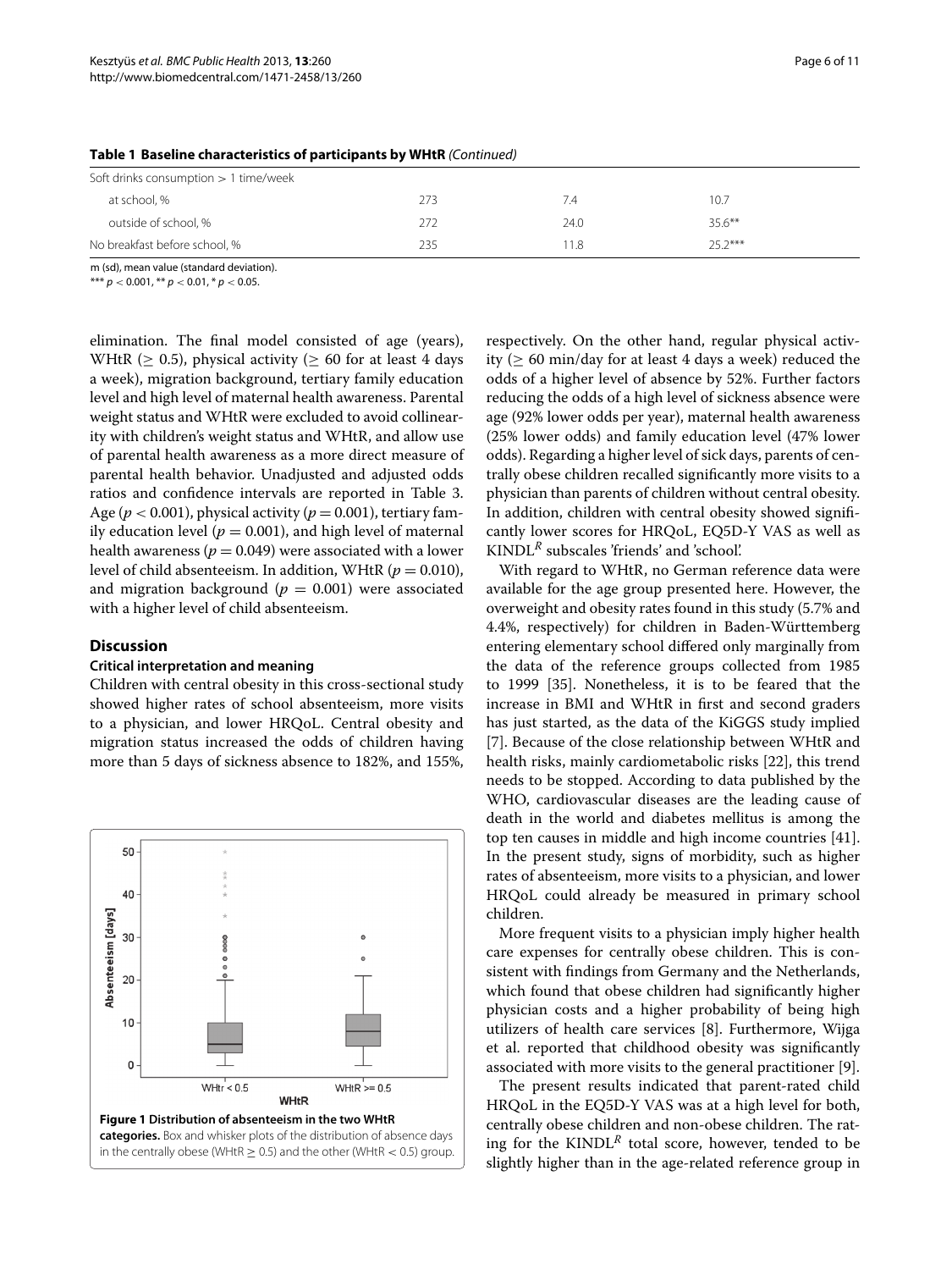**Table 1 Baseline characteristics of participants by WHtR** *(Continued)*

| | | | |
|---|---|---|---|
| Soft drinks consumption > 1 time/week | | | |
| at school, % | 273 | 7.4 | 10.7 |
| outside of school, % | 272 | 24.0 | 35.6** |
| No breakfast before school, % | 235 | 11.8 | 25.2*** |

m (sd), mean value (standard deviation).
*** $p < 0.001$, ** $p < 0.01$, * $p < 0.05$.

elimination. The final model consisted of age (years), WHtR ($\geq 0.5$), physical activity ($\geq 60$ for at least 4 days a week), migration background, tertiary family education level and high level of maternal health awareness. Parental weight status and WHtR were excluded to avoid collinearity with children's weight status and WHtR, and allow use of parental health awareness as a more direct measure of parental health behavior. Unadjusted and adjusted odds ratios and confidence intervals are reported in Table 3. Age ($p < 0.001$), physical activity ($p = 0.001$), tertiary family education level ($p = 0.001$), and high level of maternal health awareness ($p = 0.049$) were associated with a lower level of child absenteeism. In addition, WHtR ($p = 0.010$), and migration background ($p = 0.001$) were associated with a higher level of child absenteeism.

## Discussion

### Critical interpretation and meaning

Children with central obesity in this cross-sectional study showed higher rates of school absenteeism, more visits to a physician, and lower HRQoL. Central obesity and migration status increased the odds of children having more than 5 days of sickness absence to 182%, and 155%, respectively. On the other hand, regular physical activity ($\geq 60$ min/day for at least 4 days a week) reduced the odds of a higher level of absence by 52%. Further factors reducing the odds of a high level of sickness absence were age (92% lower odds per year), maternal health awareness (25% lower odds) and family education level (47% lower odds). Regarding a higher level of sick days, parents of centrally obese children recalled significantly more visits to a physician than parents of children without central obesity. In addition, children with central obesity showed significantly lower scores for HRQoL, EQ5D-Y VAS as well as KINDL$^{R}$ subscales 'friends' and 'school'.

**Figure 1 Distribution of absenteeism in the two WHtR categories.** Box and whisker plots of the distribution of absence days in the centrally obese (WHtR $\geq 0.5$) and the other (WHtR $< 0.5$) group.

With regard to WHtR, no German reference data were available for the age group presented here. However, the overweight and obesity rates found in this study (5.7% and 4.4%, respectively) for children in Baden-Württemberg entering elementary school differed only marginally from the data of the reference groups collected from 1985 to 1999 [35]. Nonetheless, it is to be feared that the increase in BMI and WHtR in first and second graders has just started, as the data of the KiGGS study implied [7]. Because of the close relationship between WHtR and health risks, mainly cardiometabolic risks [22], this trend needs to be stopped. According to data published by the WHO, cardiovascular diseases are the leading cause of death in the world and diabetes mellitus is among the top ten causes in middle and high income countries [41]. In the present study, signs of morbidity, such as higher rates of absenteeism, more visits to a physician, and lower HRQoL could already be measured in primary school children.

More frequent visits to a physician imply higher health care expenses for centrally obese children. This is consistent with findings from Germany and the Netherlands, which found that obese children had significantly higher physician costs and a higher probability of being high utilizers of health care services [8]. Furthermore, Wijga et al. reported that childhood obesity was significantly associated with more visits to the general practitioner [9].

The present results indicated that parent-rated child HRQoL in the EQ5D-Y VAS was at a high level for both, centrally obese children and non-obese children. The rating for the KINDL$^{R}$ total score, however, tended to be slightly higher than in the age-related reference group in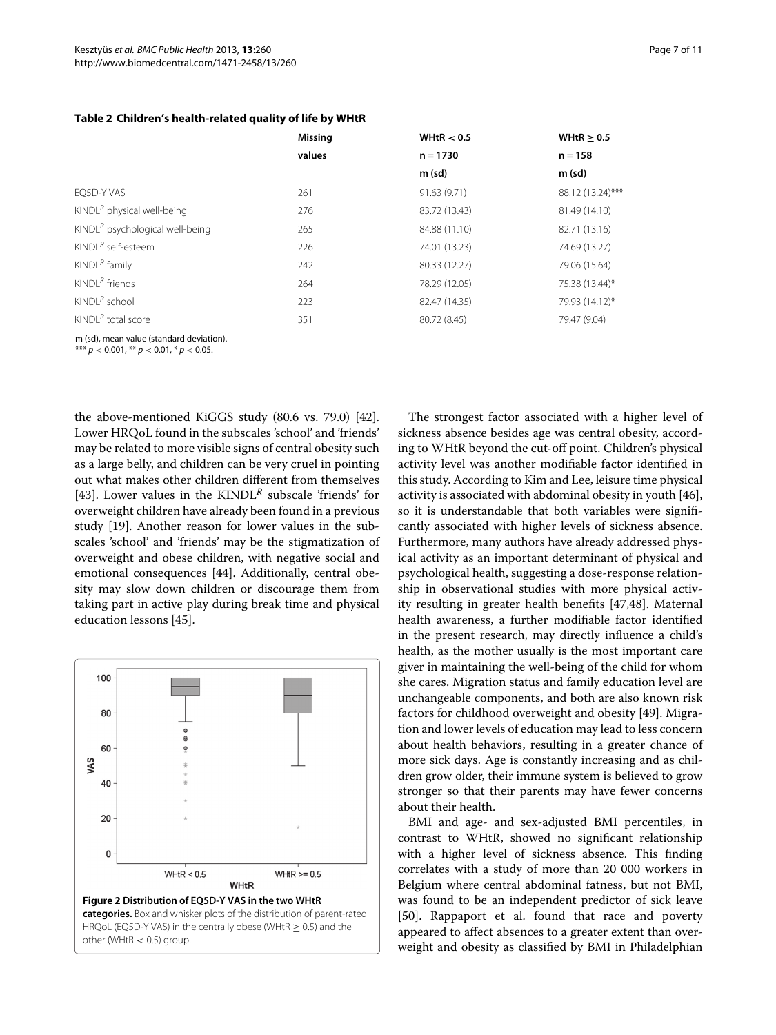**Table 2 Children's health-related quality of life by WHtR**

| | Missing values | WHtR < 0.5 n = 1730 m (sd) | WHtR ≥ 0.5 n = 158 m (sd) |
|---|---|---|---|
| EQ5D-Y VAS | 261 | 91.63 (9.71) | 88.12 (13.24)*** |
| KINDL$^R$ physical well-being | 276 | 83.72 (13.43) | 81.49 (14.10) |
| KINDL$^R$ psychological well-being | 265 | 84.88 (11.10) | 82.71 (13.16) |
| KINDL$^R$ self-esteem | 226 | 74.01 (13.23) | 74.69 (13.27) |
| KINDL$^R$ family | 242 | 80.33 (12.27) | 79.06 (15.64) |
| KINDL$^R$ friends | 264 | 78.29 (12.05) | 75.38 (13.44)* |
| KINDL$^R$ school | 223 | 82.47 (14.35) | 79.93 (14.12)* |
| KINDL$^R$ total score | 351 | 80.72 (8.45) | 79.47 (9.04) |

m (sd), mean value (standard deviation).
*** $p < 0.001$, ** $p < 0.01$, * $p < 0.05$.

the above-mentioned KiGGS study (80.6 vs. 79.0) [42]. Lower HRQoL found in the subscales 'school' and 'friends' may be related to more visible signs of central obesity such as a large belly, and children can be very cruel in pointing out what makes other children different from themselves [43]. Lower values in the KINDL$^R$ subscale 'friends' for overweight children have already been found in a previous study [19]. Another reason for lower values in the subscales 'school' and 'friends' may be the stigmatization of overweight and obese children, with negative social and emotional consequences [44]. Additionally, central obesity may slow down children or discourage them from taking part in active play during break time and physical education lessons [45].

**Figure 2 Distribution of EQ5D-Y VAS in the two WHtR categories.** Box and whisker plots of the distribution of parent-rated HRQoL (EQ5D-Y VAS) in the centrally obese (WHtR ≥ 0.5) and the other (WHtR < 0.5) group.

The strongest factor associated with a higher level of sickness absence besides age was central obesity, according to WHtR beyond the cut-off point. Children's physical activity level was another modifiable factor identified in this study. According to Kim and Lee, leisure time physical activity is associated with abdominal obesity in youth [46], so it is understandable that both variables were significantly associated with higher levels of sickness absence. Furthermore, many authors have already addressed physical activity as an important determinant of physical and psychological health, suggesting a dose-response relationship in observational studies with more physical activity resulting in greater health benefits [47,48]. Maternal health awareness, a further modifiable factor identified in the present research, may directly influence a child's health, as the mother usually is the most important care giver in maintaining the well-being of the child for whom she cares. Migration status and family education level are unchangeable components, and both are also known risk factors for childhood overweight and obesity [49]. Migration and lower levels of education may lead to less concern about health behaviors, resulting in a greater chance of more sick days. Age is constantly increasing and as children grow older, their immune system is believed to grow stronger so that their parents may have fewer concerns about their health.

BMI and age- and sex-adjusted BMI percentiles, in contrast to WHtR, showed no significant relationship with a higher level of sickness absence. This finding correlates with a study of more than 20 000 workers in Belgium where central abdominal fatness, but not BMI, was found to be an independent predictor of sick leave [50]. Rappaport et al. found that race and poverty appeared to affect absences to a greater extent than overweight and obesity as classified by BMI in Philadelphian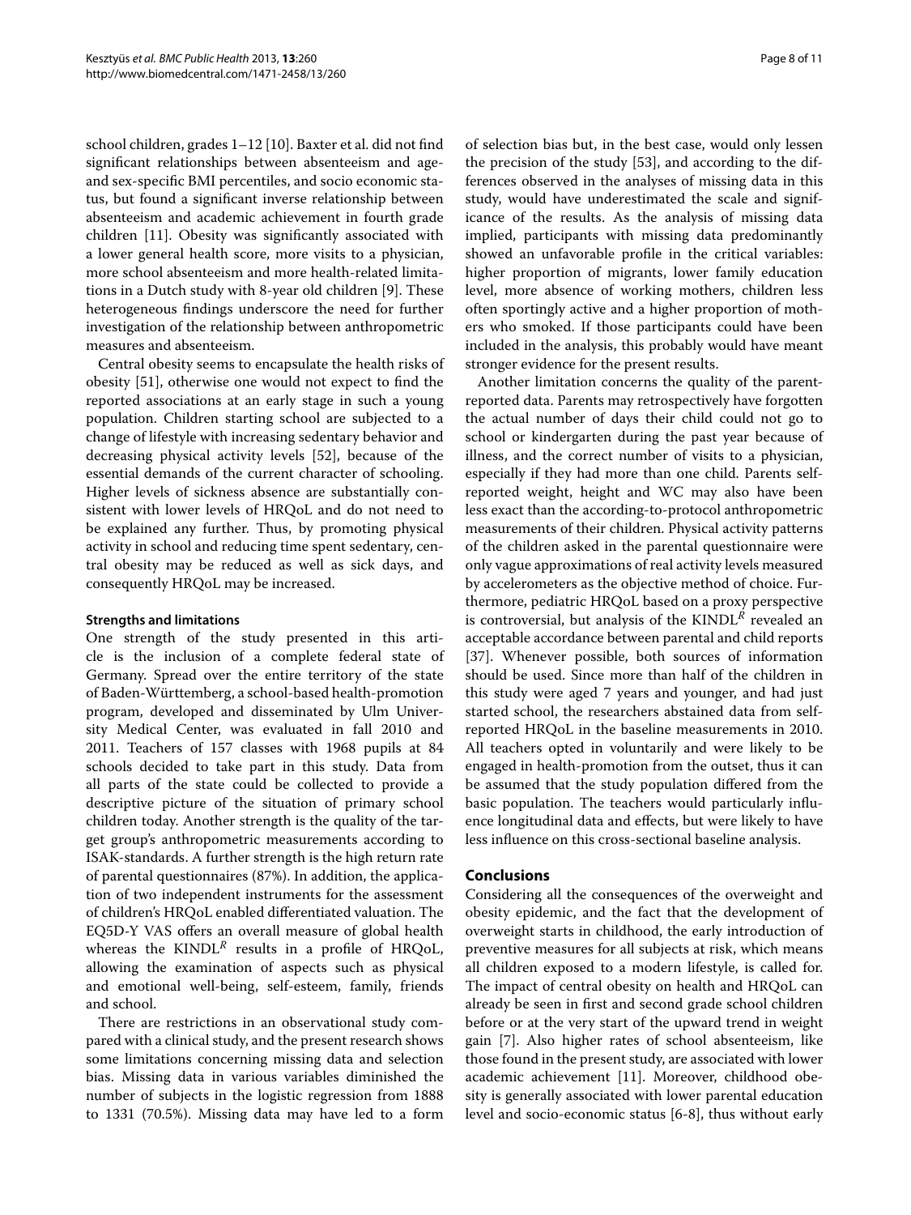school children, grades 1–12 [10]. Baxter et al. did not find significant relationships between absenteeism and age- and sex-specific BMI percentiles, and socio economic status, but found a significant inverse relationship between absenteeism and academic achievement in fourth grade children [11]. Obesity was significantly associated with a lower general health score, more visits to a physician, more school absenteeism and more health-related limitations in a Dutch study with 8-year old children [9]. These heterogeneous findings underscore the need for further investigation of the relationship between anthropometric measures and absenteeism.

Central obesity seems to encapsulate the health risks of obesity [51], otherwise one would not expect to find the reported associations at an early stage in such a young population. Children starting school are subjected to a change of lifestyle with increasing sedentary behavior and decreasing physical activity levels [52], because of the essential demands of the current character of schooling. Higher levels of sickness absence are substantially consistent with lower levels of HRQoL and do not need to be explained any further. Thus, by promoting physical activity in school and reducing time spent sedentary, central obesity may be reduced as well as sick days, and consequently HRQoL may be increased.

### Strengths and limitations

One strength of the study presented in this article is the inclusion of a complete federal state of Germany. Spread over the entire territory of the state of Baden-Württemberg, a school-based health-promotion program, developed and disseminated by Ulm University Medical Center, was evaluated in fall 2010 and 2011. Teachers of 157 classes with 1968 pupils at 84 schools decided to take part in this study. Data from all parts of the state could be collected to provide a descriptive picture of the situation of primary school children today. Another strength is the quality of the target group's anthropometric measurements according to ISAK-standards. A further strength is the high return rate of parental questionnaires (87%). In addition, the application of two independent instruments for the assessment of children's HRQoL enabled differentiated valuation. The EQ5D-Y VAS offers an overall measure of global health whereas the KINDL$^{R}$ results in a profile of HRQoL, allowing the examination of aspects such as physical and emotional well-being, self-esteem, family, friends and school.

There are restrictions in an observational study compared with a clinical study, and the present research shows some limitations concerning missing data and selection bias. Missing data in various variables diminished the number of subjects in the logistic regression from 1888 to 1331 (70.5%). Missing data may have led to a form of selection bias but, in the best case, would only lessen the precision of the study [53], and according to the differences observed in the analyses of missing data in this study, would have underestimated the scale and significance of the results. As the analysis of missing data implied, participants with missing data predominantly showed an unfavorable profile in the critical variables: higher proportion of migrants, lower family education level, more absence of working mothers, children less often sportingly active and a higher proportion of mothers who smoked. If those participants could have been included in the analysis, this probably would have meant stronger evidence for the present results.

Another limitation concerns the quality of the parent-reported data. Parents may retrospectively have forgotten the actual number of days their child could not go to school or kindergarten during the past year because of illness, and the correct number of visits to a physician, especially if they had more than one child. Parents self-reported weight, height and WC may also have been less exact than the according-to-protocol anthropometric measurements of their children. Physical activity patterns of the children asked in the parental questionnaire were only vague approximations of real activity levels measured by accelerometers as the objective method of choice. Furthermore, pediatric HRQoL based on a proxy perspective is controversial, but analysis of the KINDL$^{R}$ revealed an acceptable accordance between parental and child reports [37]. Whenever possible, both sources of information should be used. Since more than half of the children in this study were aged 7 years and younger, and had just started school, the researchers abstained data from self-reported HRQoL in the baseline measurements in 2010. All teachers opted in voluntarily and were likely to be engaged in health-promotion from the outset, thus it can be assumed that the study population differed from the basic population. The teachers would particularly influence longitudinal data and effects, but were likely to have less influence on this cross-sectional baseline analysis.

## Conclusions

Considering all the consequences of the overweight and obesity epidemic, and the fact that the development of overweight starts in childhood, the early introduction of preventive measures for all subjects at risk, which means all children exposed to a modern lifestyle, is called for. The impact of central obesity on health and HRQoL can already be seen in first and second grade school children before or at the very start of the upward trend in weight gain [7]. Also higher rates of school absenteeism, like those found in the present study, are associated with lower academic achievement [11]. Moreover, childhood obesity is generally associated with lower parental education level and socio-economic status [6-8], thus without early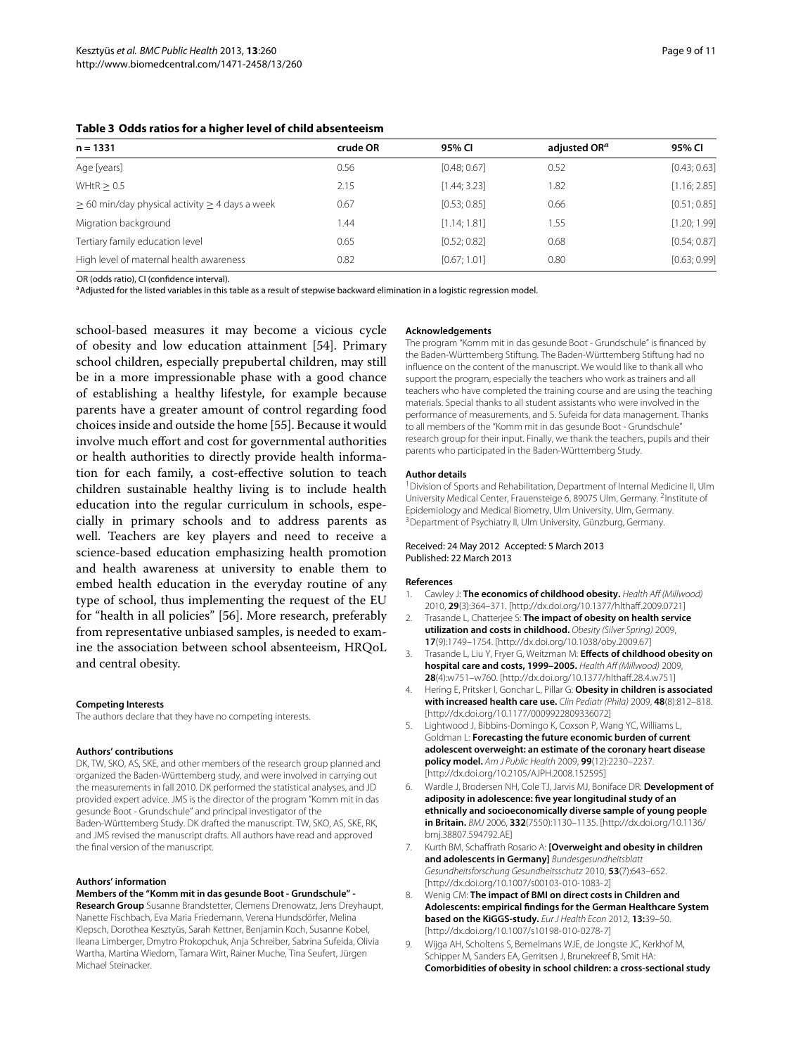**Table 3 Odds ratios for a higher level of child absenteeism**

| n = 1331 | crude OR | 95% CI | adjusted OR[a] | 95% CI |
|---|---|---|---|---|
| Age [years] | 0.56 | [0.48; 0.67] | 0.52 | [0.43; 0.63] |
| WHtR ≥ 0.5 | 2.15 | [1.44; 3.23] | 1.82 | [1.16; 2.85] |
| ≥ 60 min/day physical activity ≥ 4 days a week | 0.67 | [0.53; 0.85] | 0.66 | [0.51; 0.85] |
| Migration background | 1.44 | [1.14; 1.81] | 1.55 | [1.20; 1.99] |
| Tertiary family education level | 0.65 | [0.52; 0.82] | 0.68 | [0.54; 0.87] |
| High level of maternal health awareness | 0.82 | [0.67; 1.01] | 0.80 | [0.63; 0.99] |

OR (odds ratio), CI (confidence interval).
[a]Adjusted for the listed variables in this table as a result of stepwise backward elimination in a logistic regression model.

school-based measures it may become a vicious cycle of obesity and low education attainment [54]. Primary school children, especially prepubertal children, may still be in a more impressionable phase with a good chance of establishing a healthy lifestyle, for example because parents have a greater amount of control regarding food choices inside and outside the home [55]. Because it would involve much effort and cost for governmental authorities or health authorities to directly provide health information for each family, a cost-effective solution to teach children sustainable healthy living is to include health education into the regular curriculum in schools, especially in primary schools and to address parents as well. Teachers are key players and need to receive a science-based education emphasizing health promotion and health awareness at university to enable them to embed health education in the everyday routine of any type of school, thus implementing the request of the EU for "health in all policies" [56]. More research, preferably from representative unbiased samples, is needed to examine the association between school absenteeism, HRQoL and central obesity.

#### Competing Interests

The authors declare that they have no competing interests.

#### Authors' contributions

DK, TW, SKO, AS, SKE, and other members of the research group planned and organized the Baden-Württemberg study, and were involved in carrying out the measurements in fall 2010. DK performed the statistical analyses, and JD provided expert advice. JMS is the director of the program "Komm mit in das gesunde Boot - Grundschule" and principal investigator of the Baden-Württemberg Study. DK drafted the manuscript. TW, SKO, AS, SKE, RK, and JMS revised the manuscript drafts. All authors have read and approved the final version of the manuscript.

#### Authors' information

**Members of the "Komm mit in das gesunde Boot - Grundschule" - Research Group** Susanne Brandstetter, Clemens Drenowatz, Jens Dreyhaupt, Nanette Fischbach, Eva Maria Friedemann, Verena Hundsdörfer, Melina Klepsch, Dorothea Kesztyüs, Sarah Kettner, Benjamin Koch, Susanne Kobel, Ileana Limberger, Dmytro Prokopchuk, Anja Schreiber, Sabrina Sufeida, Olivia Wartha, Martina Wiedom, Tamara Wirt, Rainer Muche, Tina Seufert, Jürgen Michael Steinacker.

#### Acknowledgements

The program "Komm mit in das gesunde Boot - Grundschule" is financed by the Baden-Württemberg Stiftung. The Baden-Württemberg Stiftung had no influence on the content of the manuscript. We would like to thank all who support the program, especially the teachers who work as trainers and all teachers who have completed the training course and are using the teaching materials. Special thanks to all student assistants who were involved in the performance of measurements, and S. Sufeida for data management. Thanks to all members of the "Komm mit in das gesunde Boot - Grundschule" research group for their input. Finally, we thank the teachers, pupils and their parents who participated in the Baden-Württemberg Study.

#### Author details

[1]Division of Sports and Rehabilitation, Department of Internal Medicine II, Ulm University Medical Center, Frauensteige 6, 89075 Ulm, Germany. [2]Institute of Epidemiology and Medical Biometry, Ulm University, Ulm, Germany. [3]Department of Psychiatry II, Ulm University, Günzburg, Germany.

Received: 24 May 2012 Accepted: 5 March 2013
Published: 22 March 2013

#### References

1. Cawley J: **The economics of childhood obesity.** *Health Aff (Millwood)* 2010, **29**(3):364–371. [http://dx.doi.org/10.1377/hlthaff.2009.0721]
2. Trasande L, Chatterjee S: **The impact of obesity on health service utilization and costs in childhood.** *Obesity (Silver Spring)* 2009, **17**(9):1749–1754. [http://dx.doi.org/10.1038/oby.2009.67]
3. Trasande L, Liu Y, Fryer G, Weitzman M: **Effects of childhood obesity on hospital care and costs, 1999–2005.** *Health Aff (Millwood)* 2009, **28**(4):w751–w760. [http://dx.doi.org/10.1377/hlthaff.28.4.w751]
4. Hering E, Pritsker I, Gonchar L, Pillar G: **Obesity in children is associated with increased health care use.** *Clin Pediatr (Phila)* 2009, **48**(8):812–818. [http://dx.doi.org/10.1177/0009922809336072]
5. Lightwood J, Bibbins-Domingo K, Coxson P, Wang YC, Williams L, Goldman L: **Forecasting the future economic burden of current adolescent overweight: an estimate of the coronary heart disease policy model.** *Am J Public Health* 2009, **99**(12):2230–2237. [http://dx.doi.org/10.2105/AJPH.2008.152595]
6. Wardle J, Brodersen NH, Cole TJ, Jarvis MJ, Boniface DR: **Development of adiposity in adolescence: five year longitudinal study of an ethnically and socioeconomically diverse sample of young people in Britain.** *BMJ* 2006, **332**(7550):1130–1135. [http://dx.doi.org/10.1136/bmj.38807.594792.AE]
7. Kurth BM, Schaffrath Rosario A: **[Overweight and obesity in children and adolescents in Germany]** *Bundesgesundheitsblatt Gesundheitsforschung Gesundheitsschutz* 2010, **53**(7):643–652. [http://dx.doi.org/10.1007/s00103-010-1083-2]
8. Wenig CM: **The impact of BMI on direct costs in Children and Adolescents: empirical findings for the German Healthcare System based on the KiGGS-study.** *Eur J Health Econ* 2012, **13:**39–50. [http://dx.doi.org/10.1007/s10198-010-0278-7]
9. Wijga AH, Scholtens S, Bemelmans WJE, de Jongste JC, Kerkhof M, Schipper M, Sanders EA, Gerritsen J, Brunekreef B, Smit HA: **Comorbidities of obesity in school children: a cross-sectional study**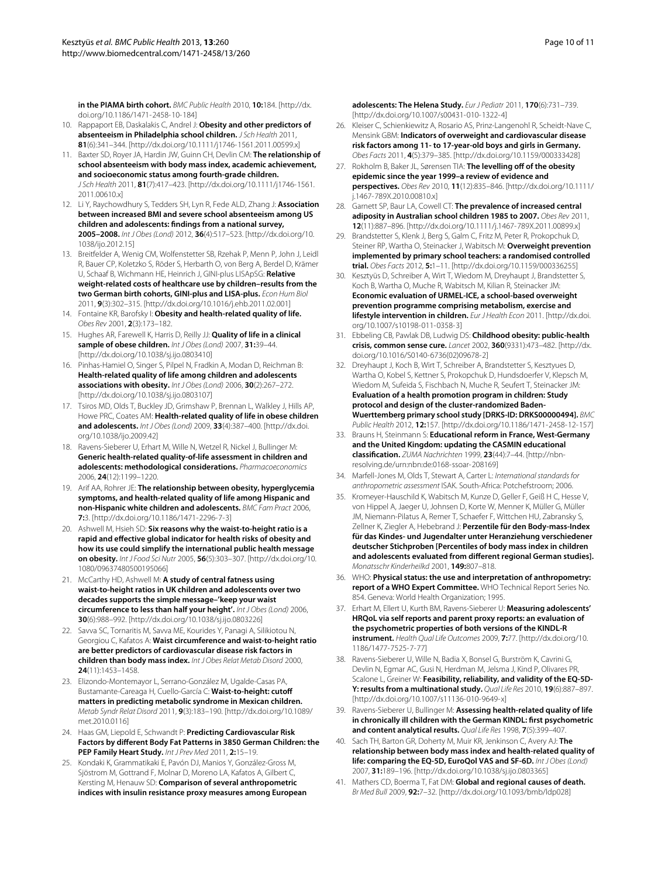**in the PIAMA birth cohort.** *BMC Public Health* 2010, **10:**184. [http://dx.doi.org/10.1186/1471-2458-10-184]

10. Rappaport EB, Daskalakis C, Andrel J: **Obesity and other predictors of absenteeism in Philadelphia school children.** *J Sch Health* 2011, **81**(6):341–344. [http://dx.doi.org/10.1111/j1746-1561.2011.00599.x]
11. Baxter SD, Royer JA, Hardin JW, Guinn CH, Devlin CM: **The relationship of school absenteeism with body mass index, academic achievement, and socioeconomic status among fourth-grade children.** *J Sch Health* 2011, **81**(7):417–423. [http://dx.doi.org/10.1111/j1746-1561.2011.00610.x]
12. Li Y, Raychowdhury S, Tedders SH, Lyn R, Fede ALD, Zhang J: **Association between increased BMI and severe school absenteeism among US children and adolescents: findings from a national survey, 2005–2008.** *Int J Obes (Lond)* 2012, **36**(4):517–523. [http://dx.doi.org/10.1038/ijo.2012.15]
13. Breitfelder A, Wenig CM, Wolfenstetter SB, Rzehak P, Menn P, John J, Leidl R, Bauer CP, Koletzko S, Röder S, Herbarth O, von Berg A, Berdel D, Krämer U, Schaaf B, Wichmann HE, Heinrich J, GINI-plus LISApSG: **Relative weight-related costs of healthcare use by children–results from the two German birth cohorts, GINI-plus and LISA-plus.** *Econ Hum Biol* 2011, **9**(3):302–315. [http://dx.doi.org/10.1016/j.ehb.2011.02.001]
14. Fontaine KR, Barofsky I: **Obesity and health-related quality of life.** *Obes Rev* 2001, **2**(3):173–182.
15. Hughes AR, Farewell K, Harris D, Reilly JJ: **Quality of life in a clinical sample of obese children.** *Int J Obes (Lond)* 2007, **31:**39–44. [http://dx.doi.org/10.1038/sj.ijo.0803410]
16. Pinhas-Hamiel O, Singer S, Pilpel N, Fradkin A, Modan D, Reichman B: **Health-related quality of life among children and adolescents associations with obesity.** *Int J Obes (Lond)* 2006, **30**(2):267–272. [http://dx.doi.org/10.1038/sj.ijo.0803107]
17. Tsiros MD, Olds T, Buckley JD, Grimshaw P, Brennan L, Walkley J, Hills AP, Howe PRC, Coates AM: **Health-related quality of life in obese children and adolescents.** *Int J Obes (Lond)* 2009, **33**(4):387–400. [http://dx.doi.org/10.1038/ijo.2009.42]
18. Ravens-Sieberer U, Erhart M, Wille N, Wetzel R, Nickel J, Bullinger M: **Generic health-related quality-of-life assessment in children and adolescents: methodological considerations.** *Pharmacoeconomics* 2006, **24**(12):1199–1220.
19. Arif AA, Rohrer JE: **The relationship between obesity, hyperglycemia symptoms, and health-related quality of life among Hispanic and non-Hispanic white children and adolescents.** *BMC Fam Pract* 2006, **7:**3. [http://dx.doi.org/10.1186/1471-2296-7-3]
20. Ashwell M, Hsieh SD: **Six reasons why the waist-to-height ratio is a rapid and effective global indicator for health risks of obesity and how its use could simplify the international public health message on obesity.** *Int J Food Sci Nutr* 2005, **56**(5):303–307. [http://dx.doi.org/10.1080/09637480500195066]
21. McCarthy HD, Ashwell M: **A study of central fatness using waist-to-height ratios in UK children and adolescents over two decades supports the simple message–'keep your waist circumference to less than half your height'.** *Int J Obes (Lond)* 2006, **30**(6):988–992. [http://dx.doi.org/10.1038/sj.ijo.0803226]
22. Savva SC, Tornaritis M, Savva ME, Kourides Y, Panagi A, Silikiotou N, Georgiou C, Kafatos A: **Waist circumference and waist-to-height ratio are better predictors of cardiovascular disease risk factors in children than body mass index.** *Int J Obes Relat Metab Disord* 2000, **24**(11):1453–1458.
23. Elizondo-Montemayor L, Serrano-González M, Ugalde-Casas PA, Bustamante-Careaga H, Cuello-García C: **Waist-to-height: cutoff matters in predicting metabolic syndrome in Mexican children.** *Metab Syndr Relat Disord* 2011, **9**(3):183–190. [http://dx.doi.org/10.1089/met.2010.0116]
24. Haas GM, Liepold E, Schwandt P: **Predicting Cardiovascular Risk Factors by different Body Fat Patterns in 3850 German Children: the PEP Family Heart Study.** *Int J Prev Med* 2011, **2:**15–19.
25. Kondaki K, Grammatikaki E, Pavón DJ, Manios Y, González-Gross M, Sjöstrom M, Gottrand F, Molnar D, Moreno LA, Kafatos A, Gilbert C, Kersting M, Henauw SD: **Comparison of several anthropometric indices with insulin resistance proxy measures among European adolescents: The Helena Study.** *Eur J Pediatr* 2011, **170**(6):731–739. [http://dx.doi.org/10.1007/s00431-010-1322-4]
26. Kleiser C, Schienkiewitz A, Rosario AS, Prinz-Langenohl R, Scheidt-Nave C, Mensink GBM: **Indicators of overweight and cardiovascular disease risk factors among 11- to 17-year-old boys and girls in Germany.** *Obes Facts* 2011, **4**(5):379–385. [http://dx.doi.org/10.1159/000333428]
27. Rokholm B, Baker JL, Sørensen TIA: **The levelling off of the obesity epidemic since the year 1999–a review of evidence and perspectives.** *Obes Rev* 2010, **11**(12):835–846. [http://dx.doi.org/10.1111/j.1467-789X.2010.00810.x]
28. Garnett SP, Baur LA, Cowell CT: **The prevalence of increased central adiposity in Australian school children 1985 to 2007.** *Obes Rev* 2011, **12**(11):887–896. [http://dx.doi.org/10.1111/j.1467-789X.2011.00899.x]
29. Brandstetter S, Klenk J, Berg S, Galm C, Fritz M, Peter R, Prokopchuk D, Steiner RP, Wartha O, Steinacker J, Wabitsch M: **Overweight prevention implemented by primary school teachers: a randomised controlled trial.** *Obes Facts* 2012, **5:**1–11. [http://dx.doi.org/10.1159/000336255]
30. Kesztyüs D, Schreiber A, Wirt T, Wiedom M, Dreyhaupt J, Brandstetter S, Koch B, Wartha O, Muche R, Wabitsch M, Kilian R, Steinacker JM: **Economic evaluation of URMEL-ICE, a school-based overweight prevention programme comprising metabolism, exercise and lifestyle intervention in children.** *Eur J Health Econ* 2011. [http://dx.doi.org/10.1007/s10198-011-0358-3]
31. Ebbeling CB, Pawlak DB, Ludwig DS: **Childhood obesity: public-health crisis, common sense cure.** *Lancet* 2002, **360**(9331):473–482. [http://dx.doi.org/10.1016/S0140-6736(02)09678-2]
32. Dreyhaupt J, Koch B, Wirt T, Schreiber A, Brandstetter S, Kesztyues D, Wartha O, Kobel S, Kettner S, Prokopchuk D, Hundsdoerfer V, Klepsch M, Wiedom M, Sufeida S, Fischbach N, Muche R, Seufert T, Steinacker JM: **Evaluation of a health promotion program in children: Study protocol and design of the cluster-randomized Baden-Wuerttemberg primary school study [DRKS-ID: DRKS00000494].** *BMC Public Health* 2012, **12:**157. [http://dx.doi.org/10.1186/1471-2458-12-157]
33. Brauns H, Steinmann S: **Educational reform in France, West-Germany and the United Kingdom: updating the CASMIN educational classification.** *ZUMA Nachrichten* 1999, **23**(44):7–44. [http://nbn-resolving.de/urn:nbn:de:0168-ssoar-208169]
34. Marfell-Jones M, Olds T, Stewart A, Carter L: *International standards for anthropometric assessment* ISAK. South-Africa: Potchefstroom; 2006.
35. Kromeyer-Hauschild K, Wabitsch M, Kunze D, Geller F, Geiß H C, Hesse V, von Hippel A, Jaeger U, Johnsen D, Korte W, Menner K, Müller G, Müller JM, Niemann-Pilatus A, Remer T, Schaefer F, Wittchen HU, Zabransky S, Zellner K, Ziegler A, Hebebrand J: **Perzentile für den Body-mass-Index für das Kindes- und Jugendalter unter Heranziehung verschiedener deutscher Stichproben [Percentiles of body mass index in children and adolescents evaluated from different regional German studies].** *Monatsschr Kinderheilkd* 2001, **149:**807–818.
36. WHO: **Physical status: the use and interpretation of anthropometry: report of a WHO Expert Committee.** WHO Technical Report Series No. 854. Geneva: World Health Organization; 1995.
37. Erhart M, Ellert U, Kurth BM, Ravens-Sieberer U: **Measuring adolescents' HRQoL via self reports and parent proxy reports: an evaluation of the psychometric properties of both versions of the KINDL-R instrument.** *Health Qual Life Outcomes* 2009, **7:**77. [http://dx.doi.org/10.1186/1477-7525-7-77]
38. Ravens-Sieberer U, Wille N, Badia X, Bonsel G, Burström K, Cavrini G, Devlin N, Egmar AC, Gusi N, Herdman M, Jelsma J, Kind P, Olivares PR, Scalone L, Greiner W: **Feasibility, reliability, and validity of the EQ-5D-Y: results from a multinational study.** *Qual Life Res* 2010, **19**(6):887–897. [http://dx.doi.org/10.1007/s11136-010-9649-x]
39. Ravens-Sieberer U, Bullinger M: **Assessing health-related quality of life in chronically ill children with the German KINDL: first psychometric and content analytical results.** *Qual Life Res* 1998, **7**(5):399–407.
40. Sach TH, Barton GR, Doherty M, Muir KR, Jenkinson C, Avery AJ: **The relationship between body mass index and health-related quality of life: comparing the EQ-5D, EuroQol VAS and SF-6D.** *Int J Obes (Lond)* 2007, **31:**189–196. [http://dx.doi.org/10.1038/sj.ijo.0803365]
41. Mathers CD, Boerma T, Fat DM: **Global and regional causes of death.** *Br Med Bull* 2009, **92:**7–32. [http://dx.doi.org/10.1093/bmb/ldp028]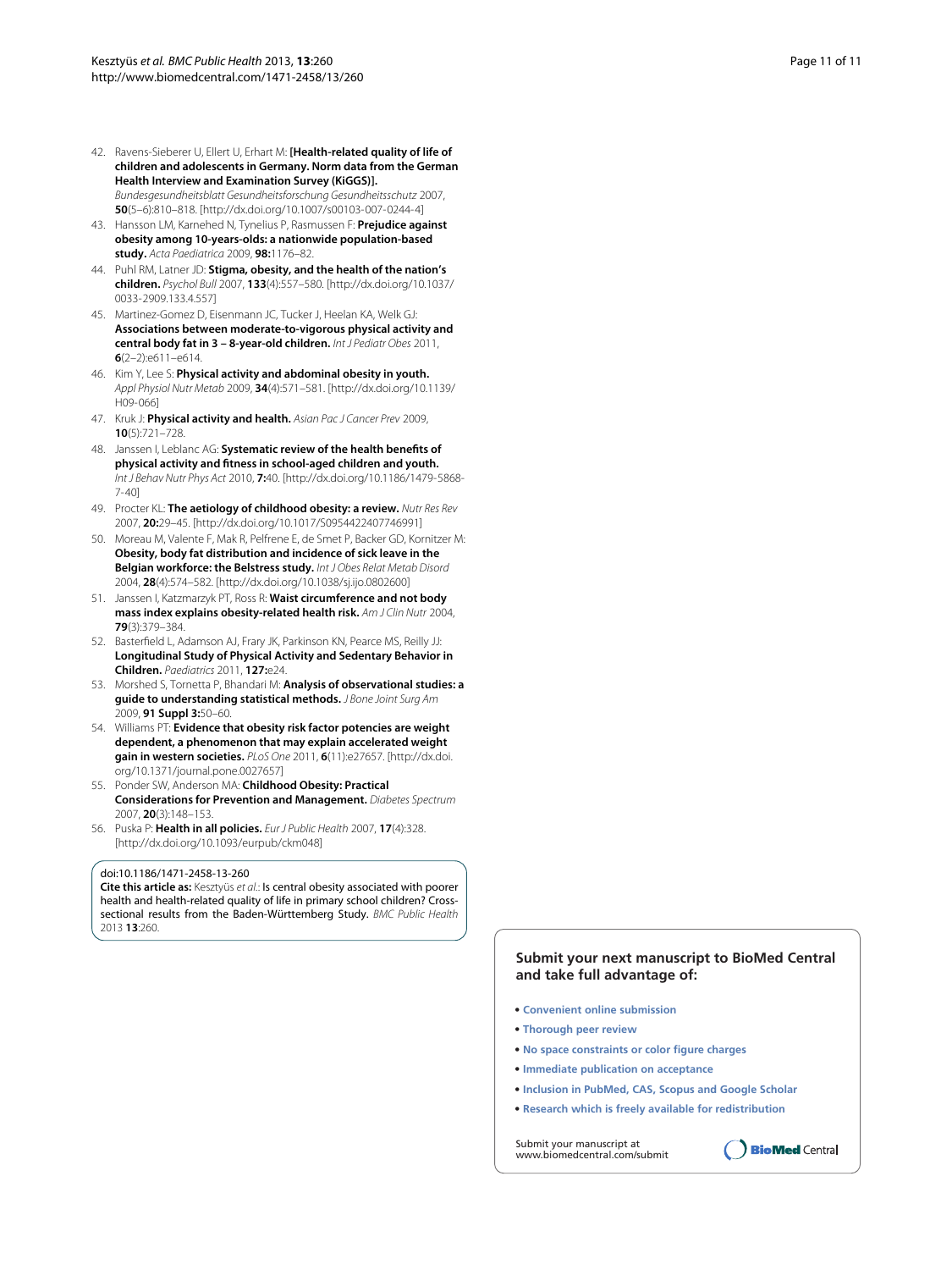42. Ravens-Sieberer U, Ellert U, Erhart M: **[Health-related quality of life of children and adolescents in Germany. Norm data from the German Health Interview and Examination Survey (KiGGS)].** *Bundesgesundheitsblatt Gesundheitsforschung Gesundheitsschutz* 2007, **50**(5–6):810–818. [http://dx.doi.org/10.1007/s00103-007-0244-4]
43. Hansson LM, Karnehed N, Tynelius P, Rasmussen F: **Prejudice against obesity among 10-years-olds: a nationwide population-based study.** *Acta Paediatrica* 2009, **98:**1176–82.
44. Puhl RM, Latner JD: **Stigma, obesity, and the health of the nation's children.** *Psychol Bull* 2007, **133**(4):557–580. [http://dx.doi.org/10.1037/0033-2909.133.4.557]
45. Martinez-Gomez D, Eisenmann JC, Tucker J, Heelan KA, Welk GJ: **Associations between moderate-to-vigorous physical activity and central body fat in 3 – 8-year-old children.** *Int J Pediatr Obes* 2011, **6**(2–2):e611–e614.
46. Kim Y, Lee S: **Physical activity and abdominal obesity in youth.** *Appl Physiol Nutr Metab* 2009, **34**(4):571–581. [http://dx.doi.org/10.1139/H09-066]
47. Kruk J: **Physical activity and health.** *Asian Pac J Cancer Prev* 2009, **10**(5):721–728.
48. Janssen I, Leblanc AG: **Systematic review of the health benefits of physical activity and fitness in school-aged children and youth.** *Int J Behav Nutr Phys Act* 2010, **7:**40. [http://dx.doi.org/10.1186/1479-5868-7-40]
49. Procter KL: **The aetiology of childhood obesity: a review.** *Nutr Res Rev* 2007, **20:**29–45. [http://dx.doi.org/10.1017/S0954422407746991]
50. Moreau M, Valente F, Mak R, Pelfrene E, de Smet P, Backer GD, Kornitzer M: **Obesity, body fat distribution and incidence of sick leave in the Belgian workforce: the Belstress study.** *Int J Obes Relat Metab Disord* 2004, **28**(4):574–582. [http://dx.doi.org/10.1038/sj.ijo.0802600]
51. Janssen I, Katzmarzyk PT, Ross R: **Waist circumference and not body mass index explains obesity-related health risk.** *Am J Clin Nutr* 2004, **79**(3):379–384.
52. Basterfield L, Adamson AJ, Frary JK, Parkinson KN, Pearce MS, Reilly JJ: **Longitudinal Study of Physical Activity and Sedentary Behavior in Children.** *Paediatrics* 2011, **127:**e24.
53. Morshed S, Tornetta P, Bhandari M: **Analysis of observational studies: a guide to understanding statistical methods.** *J Bone Joint Surg Am* 2009, **91 Suppl 3:**50–60.
54. Williams PT: **Evidence that obesity risk factor potencies are weight dependent, a phenomenon that may explain accelerated weight gain in western societies.** *PLoS One* 2011, **6**(11):e27657. [http://dx.doi.org/10.1371/journal.pone.0027657]
55. Ponder SW, Anderson MA: **Childhood Obesity: Practical Considerations for Prevention and Management.** *Diabetes Spectrum* 2007, **20**(3):148–153.
56. Puska P: **Health in all policies.** *Eur J Public Health* 2007, **17**(4):328. [http://dx.doi.org/10.1093/eurpub/ckm048]

doi:10.1186/1471-2458-13-260

**Cite this article as:** Kesztyüs *et al.*: Is central obesity associated with poorer health and health-related quality of life in primary school children? Cross-sectional results from the Baden-Württemberg Study. *BMC Public Health* 2013 **13**:260.

**Submit your next manuscript to BioMed Central and take full advantage of:**

- **Convenient online submission**
- **Thorough peer review**
- **No space constraints or color figure charges**
- **Immediate publication on acceptance**
- **Inclusion in PubMed, CAS, Scopus and Google Scholar**
- **Research which is freely available for redistribution**

Submit your manuscript at www.biomedcentral.com/submit

BioMed Central